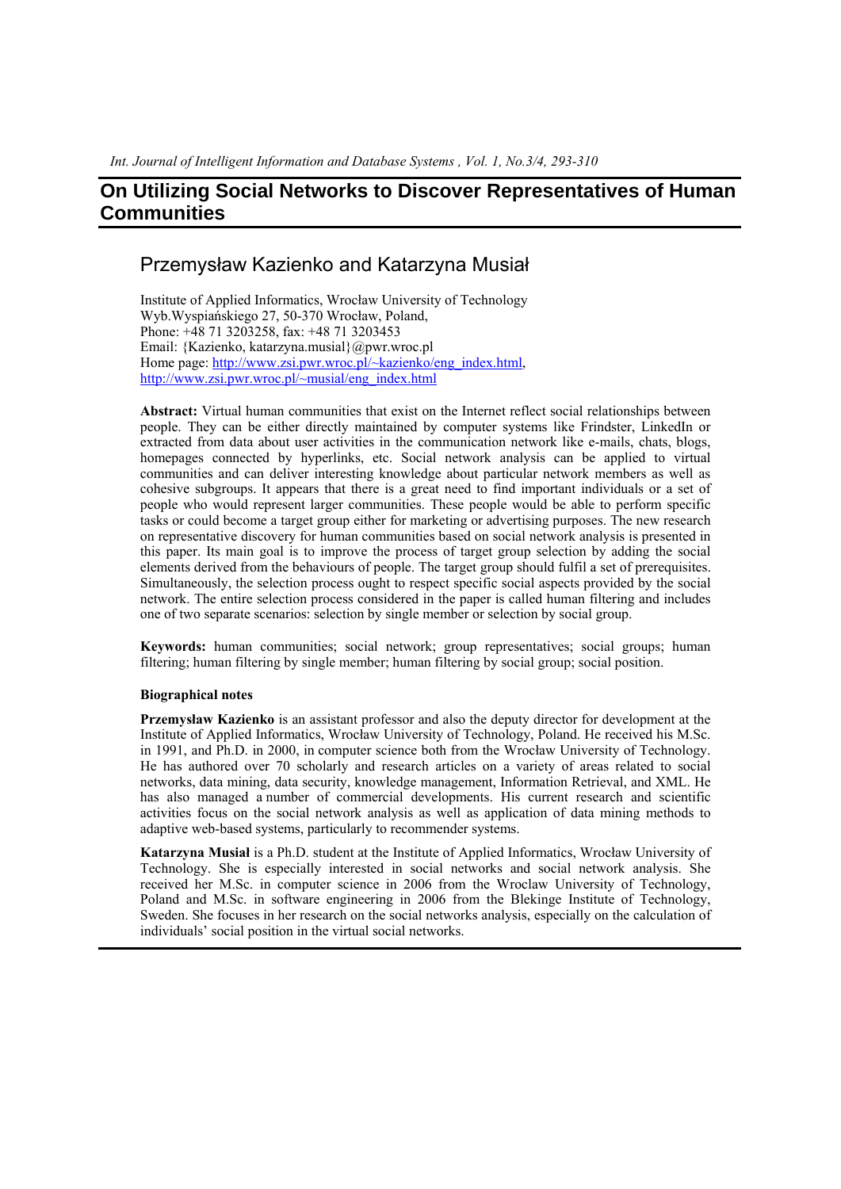# On Utilizing Social Networks to Discover Representatives of Human Communities

## Przemysław Kazienko and Katarzyna Musiał

Institute of Applied Informatics, Wrocław University of Technology
Wyb.Wyspiańskiego 27, 50-370 Wrocław, Poland,
Phone: +48 71 3203258, fax: +48 71 3203453
Email: {Kazienko, katarzyna.musial}@pwr.wroc.pl
Home page: http://www.zsi.pwr.wroc.pl/~kazienko/eng_index.html,
http://www.zsi.pwr.wroc.pl/~musial/eng_index.html

**Abstract:** Virtual human communities that exist on the Internet reflect social relationships between people. They can be either directly maintained by computer systems like Frindster, LinkedIn or extracted from data about user activities in the communication network like e-mails, chats, blogs, homepages connected by hyperlinks, etc. Social network analysis can be applied to virtual communities and can deliver interesting knowledge about particular network members as well as cohesive subgroups. It appears that there is a great need to find important individuals or a set of people who would represent larger communities. These people would be able to perform specific tasks or could become a target group either for marketing or advertising purposes. The new research on representative discovery for human communities based on social network analysis is presented in this paper. Its main goal is to improve the process of target group selection by adding the social elements derived from the behaviours of people. The target group should fulfil a set of prerequisites. Simultaneously, the selection process ought to respect specific social aspects provided by the social network. The entire selection process considered in the paper is called human filtering and includes one of two separate scenarios: selection by single member or selection by social group.

**Keywords:** human communities; social network; group representatives; social groups; human filtering; human filtering by single member; human filtering by social group; social position.

**Biographical notes**

**Przemysław Kazienko** is an assistant professor and also the deputy director for development at the Institute of Applied Informatics, Wrocław University of Technology, Poland. He received his M.Sc. in 1991, and Ph.D. in 2000, in computer science both from the Wrocław University of Technology. He has authored over 70 scholarly and research articles on a variety of areas related to social networks, data mining, data security, knowledge management, Information Retrieval, and XML. He has also managed a number of commercial developments. His current research and scientific activities focus on the social network analysis as well as application of data mining methods to adaptive web-based systems, particularly to recommender systems.

**Katarzyna Musiał** is a Ph.D. student at the Institute of Applied Informatics, Wrocław University of Technology. She is especially interested in social networks and social network analysis. She received her M.Sc. in computer science in 2006 from the Wroclaw University of Technology, Poland and M.Sc. in software engineering in 2006 from the Blekinge Institute of Technology, Sweden. She focuses in her research on the social networks analysis, especially on the calculation of individuals' social position in the virtual social networks.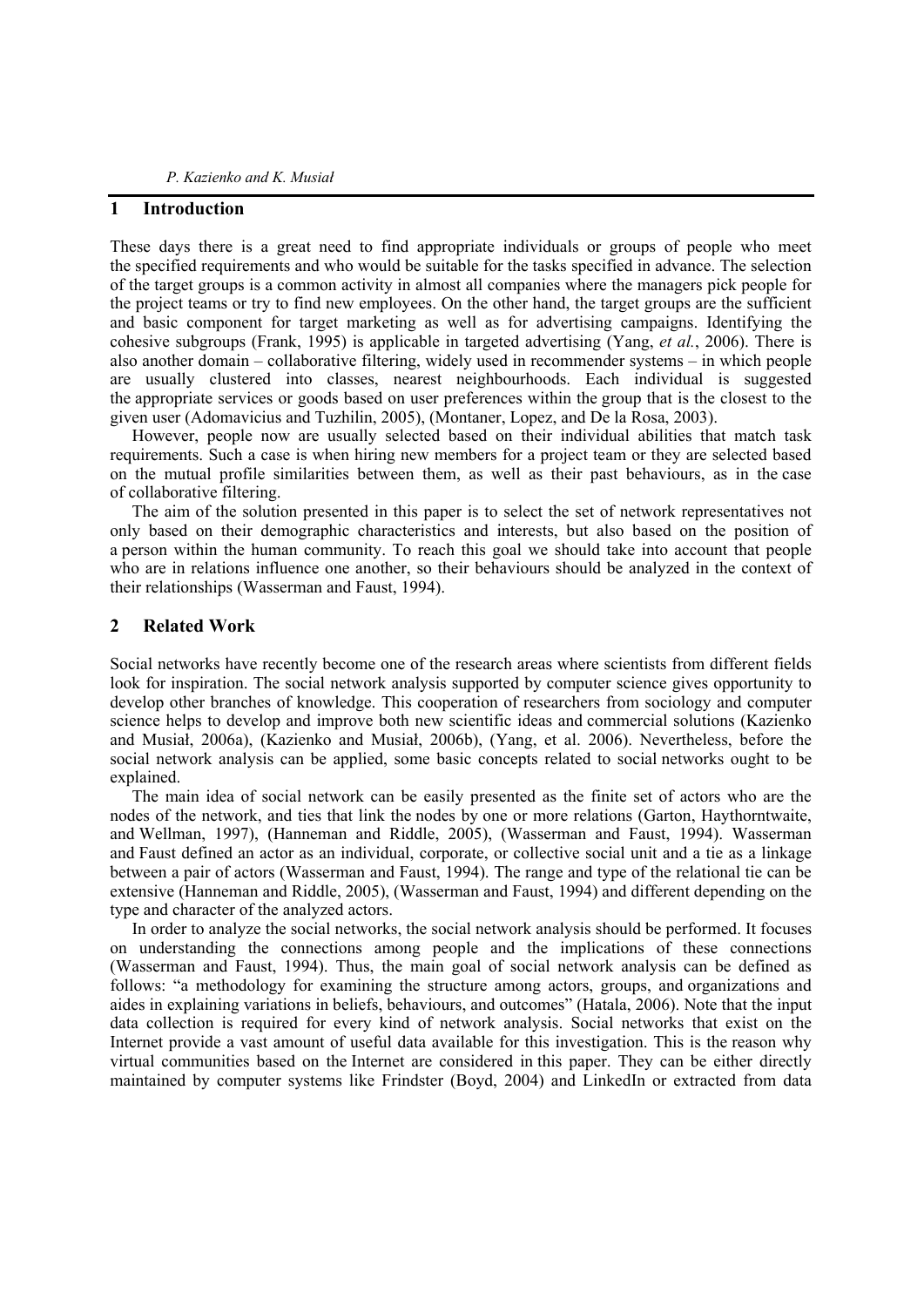## 1 Introduction

These days there is a great need to find appropriate individuals or groups of people who meet the specified requirements and who would be suitable for the tasks specified in advance. The selection of the target groups is a common activity in almost all companies where the managers pick people for the project teams or try to find new employees. On the other hand, the target groups are the sufficient and basic component for target marketing as well as for advertising campaigns. Identifying the cohesive subgroups (Frank, 1995) is applicable in targeted advertising (Yang, *et al.*, 2006). There is also another domain – collaborative filtering, widely used in recommender systems – in which people are usually clustered into classes, nearest neighbourhoods. Each individual is suggested the appropriate services or goods based on user preferences within the group that is the closest to the given user (Adomavicius and Tuzhilin, 2005), (Montaner, Lopez, and De la Rosa, 2003).

However, people now are usually selected based on their individual abilities that match task requirements. Such a case is when hiring new members for a project team or they are selected based on the mutual profile similarities between them, as well as their past behaviours, as in the case of collaborative filtering.

The aim of the solution presented in this paper is to select the set of network representatives not only based on their demographic characteristics and interests, but also based on the position of a person within the human community. To reach this goal we should take into account that people who are in relations influence one another, so their behaviours should be analyzed in the context of their relationships (Wasserman and Faust, 1994).

## 2 Related Work

Social networks have recently become one of the research areas where scientists from different fields look for inspiration. The social network analysis supported by computer science gives opportunity to develop other branches of knowledge. This cooperation of researchers from sociology and computer science helps to develop and improve both new scientific ideas and commercial solutions (Kazienko and Musiał, 2006a), (Kazienko and Musiał, 2006b), (Yang, et al. 2006). Nevertheless, before the social network analysis can be applied, some basic concepts related to social networks ought to be explained.

The main idea of social network can be easily presented as the finite set of actors who are the nodes of the network, and ties that link the nodes by one or more relations (Garton, Haythorntwaite, and Wellman, 1997), (Hanneman and Riddle, 2005), (Wasserman and Faust, 1994). Wasserman and Faust defined an actor as an individual, corporate, or collective social unit and a tie as a linkage between a pair of actors (Wasserman and Faust, 1994). The range and type of the relational tie can be extensive (Hanneman and Riddle, 2005), (Wasserman and Faust, 1994) and different depending on the type and character of the analyzed actors.

In order to analyze the social networks, the social network analysis should be performed. It focuses on understanding the connections among people and the implications of these connections (Wasserman and Faust, 1994). Thus, the main goal of social network analysis can be defined as follows: "a methodology for examining the structure among actors, groups, and organizations and aides in explaining variations in beliefs, behaviours, and outcomes" (Hatala, 2006). Note that the input data collection is required for every kind of network analysis. Social networks that exist on the Internet provide a vast amount of useful data available for this investigation. This is the reason why virtual communities based on the Internet are considered in this paper. They can be either directly maintained by computer systems like Frindster (Boyd, 2004) and LinkedIn or extracted from data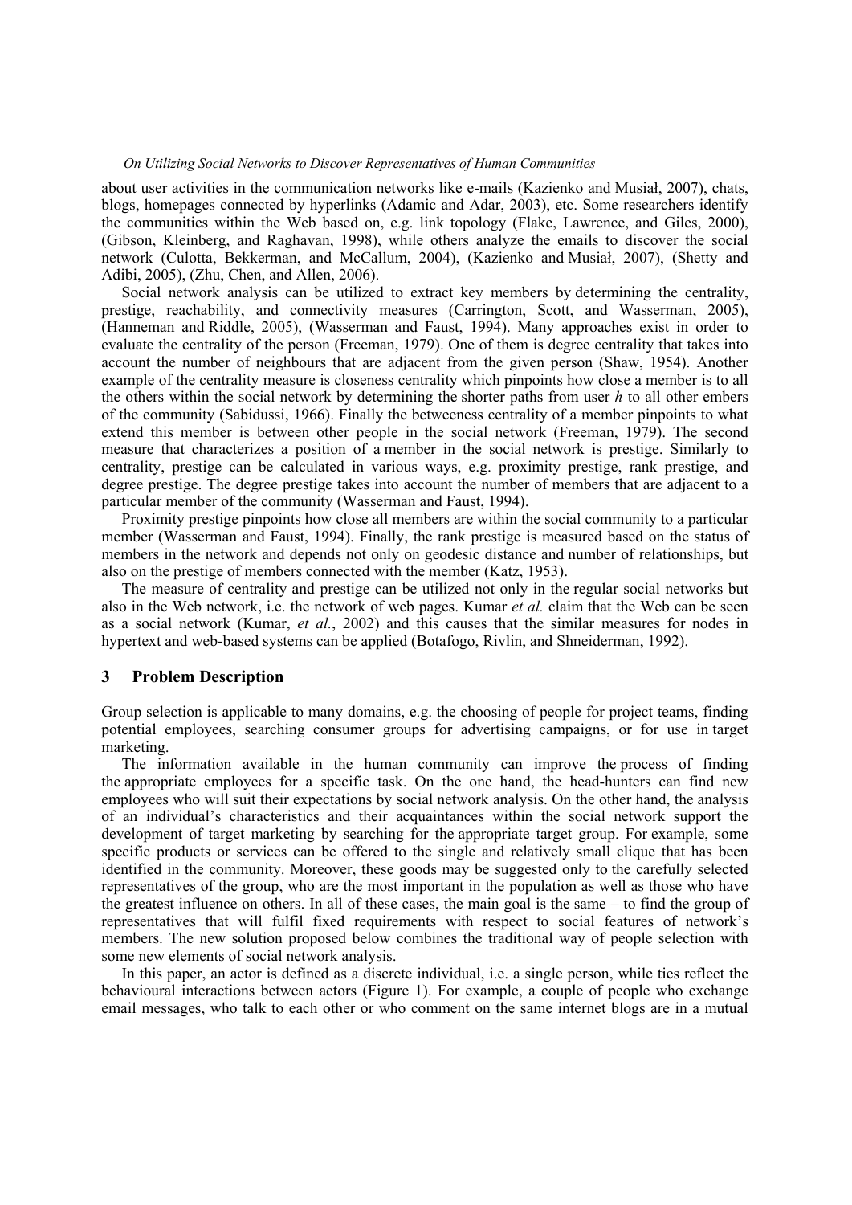about user activities in the communication networks like e-mails (Kazienko and Musiał, 2007), chats, blogs, homepages connected by hyperlinks (Adamic and Adar, 2003), etc. Some researchers identify the communities within the Web based on, e.g. link topology (Flake, Lawrence, and Giles, 2000), (Gibson, Kleinberg, and Raghavan, 1998), while others analyze the emails to discover the social network (Culotta, Bekkerman, and McCallum, 2004), (Kazienko and Musiał, 2007), (Shetty and Adibi, 2005), (Zhu, Chen, and Allen, 2006).

Social network analysis can be utilized to extract key members by determining the centrality, prestige, reachability, and connectivity measures (Carrington, Scott, and Wasserman, 2005), (Hanneman and Riddle, 2005), (Wasserman and Faust, 1994). Many approaches exist in order to evaluate the centrality of the person (Freeman, 1979). One of them is degree centrality that takes into account the number of neighbours that are adjacent from the given person (Shaw, 1954). Another example of the centrality measure is closeness centrality which pinpoints how close a member is to all the others within the social network by determining the shorter paths from user *h* to all other embers of the community (Sabidussi, 1966). Finally the betweeness centrality of a member pinpoints to what extend this member is between other people in the social network (Freeman, 1979). The second measure that characterizes a position of a member in the social network is prestige. Similarly to centrality, prestige can be calculated in various ways, e.g. proximity prestige, rank prestige, and degree prestige. The degree prestige takes into account the number of members that are adjacent to a particular member of the community (Wasserman and Faust, 1994).

Proximity prestige pinpoints how close all members are within the social community to a particular member (Wasserman and Faust, 1994). Finally, the rank prestige is measured based on the status of members in the network and depends not only on geodesic distance and number of relationships, but also on the prestige of members connected with the member (Katz, 1953).

The measure of centrality and prestige can be utilized not only in the regular social networks but also in the Web network, i.e. the network of web pages. Kumar *et al.* claim that the Web can be seen as a social network (Kumar, *et al.*, 2002) and this causes that the similar measures for nodes in hypertext and web-based systems can be applied (Botafogo, Rivlin, and Shneiderman, 1992).

## 3 Problem Description

Group selection is applicable to many domains, e.g. the choosing of people for project teams, finding potential employees, searching consumer groups for advertising campaigns, or for use in target marketing.

The information available in the human community can improve the process of finding the appropriate employees for a specific task. On the one hand, the head-hunters can find new employees who will suit their expectations by social network analysis. On the other hand, the analysis of an individual's characteristics and their acquaintances within the social network support the development of target marketing by searching for the appropriate target group. For example, some specific products or services can be offered to the single and relatively small clique that has been identified in the community. Moreover, these goods may be suggested only to the carefully selected representatives of the group, who are the most important in the population as well as those who have the greatest influence on others. In all of these cases, the main goal is the same – to find the group of representatives that will fulfil fixed requirements with respect to social features of network's members. The new solution proposed below combines the traditional way of people selection with some new elements of social network analysis.

In this paper, an actor is defined as a discrete individual, i.e. a single person, while ties reflect the behavioural interactions between actors (Figure 1). For example, a couple of people who exchange email messages, who talk to each other or who comment on the same internet blogs are in a mutual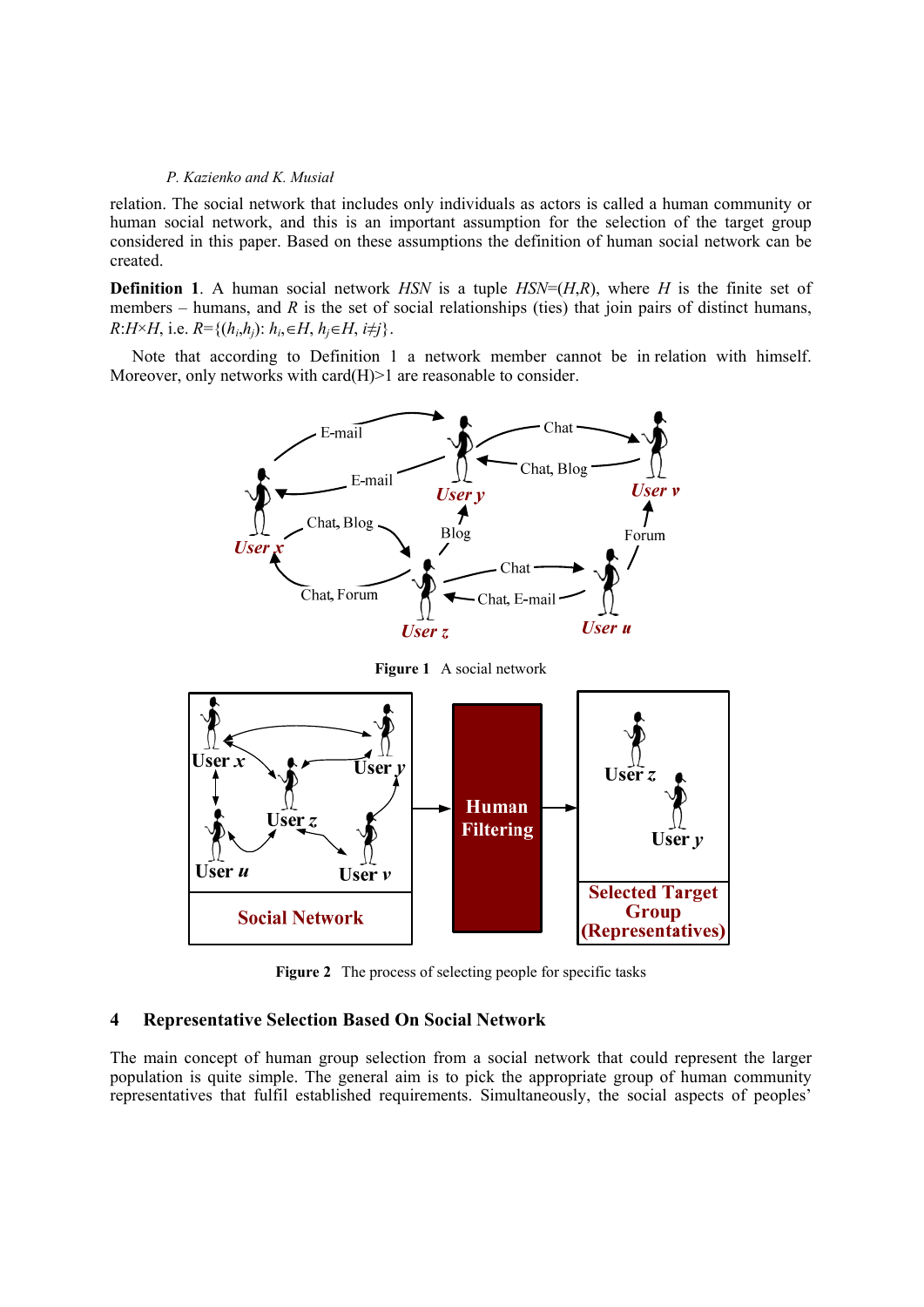relation. The social network that includes only individuals as actors is called a human community or human social network, and this is an important assumption for the selection of the target group considered in this paper. Based on these assumptions the definition of human social network can be created.

**Definition 1**. A human social network *HSN* is a tuple *HSN*=(*H*,*R*), where *H* is the finite set of members – humans, and *R* is the set of social relationships (ties) that join pairs of distinct humans, $R$:$H\times H$, i.e. $R=\{(h_i,h_j): h_i \in H, h_j \in H, i \neq j\}$.

Note that according to Definition 1 a network member cannot be in relation with himself. Moreover, only networks with card(H)>1 are reasonable to consider.

**Figure 1** A social network

**Figure 2** The process of selecting people for specific tasks

## 4 Representative Selection Based On Social Network

The main concept of human group selection from a social network that could represent the larger population is quite simple. The general aim is to pick the appropriate group of human community representatives that fulfil established requirements. Simultaneously, the social aspects of peoples'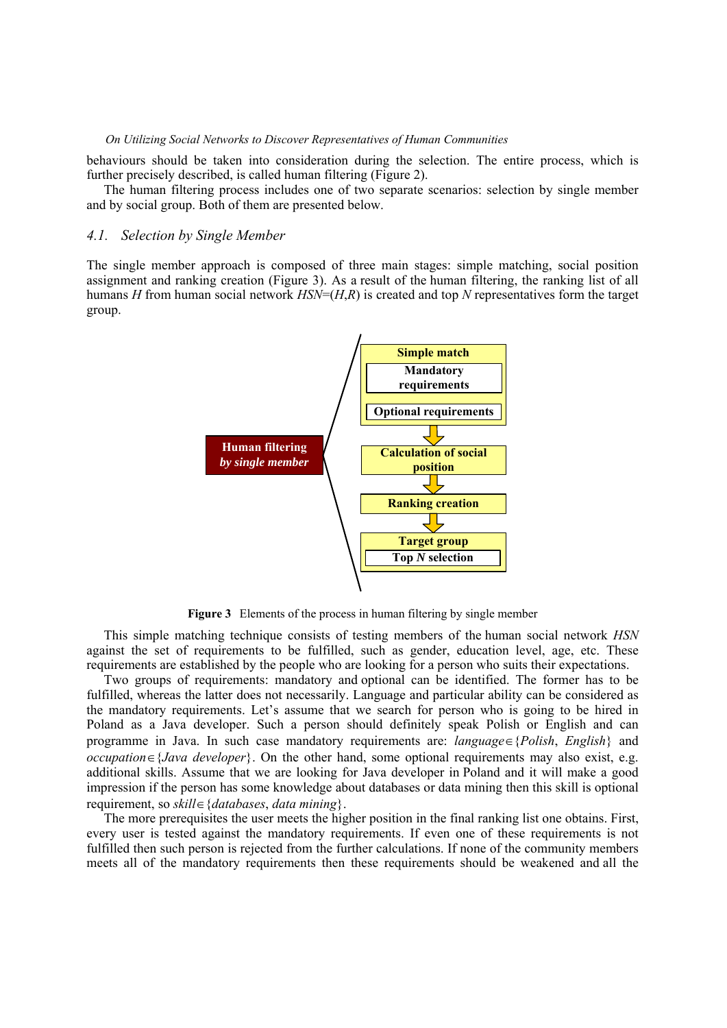behaviours should be taken into consideration during the selection. The entire process, which is further precisely described, is called human filtering (Figure 2).

The human filtering process includes one of two separate scenarios: selection by single member and by social group. Both of them are presented below.

## 4.1. Selection by Single Member

The single member approach is composed of three main stages: simple matching, social position assignment and ranking creation (Figure 3). As a result of the human filtering, the ranking list of all humans $H$ from human social network $HSN=(H,R)$ is created and top $N$ representatives form the target group.

**Figure 3** Elements of the process in human filtering by single member

This simple matching technique consists of testing members of the human social network $HSN$ against the set of requirements to be fulfilled, such as gender, education level, age, etc. These requirements are established by the people who are looking for a person who suits their expectations.

Two groups of requirements: mandatory and optional can be identified. The former has to be fulfilled, whereas the latter does not necessarily. Language and particular ability can be considered as the mandatory requirements. Let's assume that we search for person who is going to be hired in Poland as a Java developer. Such a person should definitely speak Polish or English and can programme in Java. In such case mandatory requirements are: $language \in \{Polish, English\}$ and $occupation \in \{Java\ developer\}$. On the other hand, some optional requirements may also exist, e.g. additional skills. Assume that we are looking for Java developer in Poland and it will make a good impression if the person has some knowledge about databases or data mining then this skill is optional requirement, so $skill \in \{databases, data\ mining\}$.

The more prerequisites the user meets the higher position in the final ranking list one obtains. First, every user is tested against the mandatory requirements. If even one of these requirements is not fulfilled then such person is rejected from the further calculations. If none of the community members meets all of the mandatory requirements then these requirements should be weakened and all the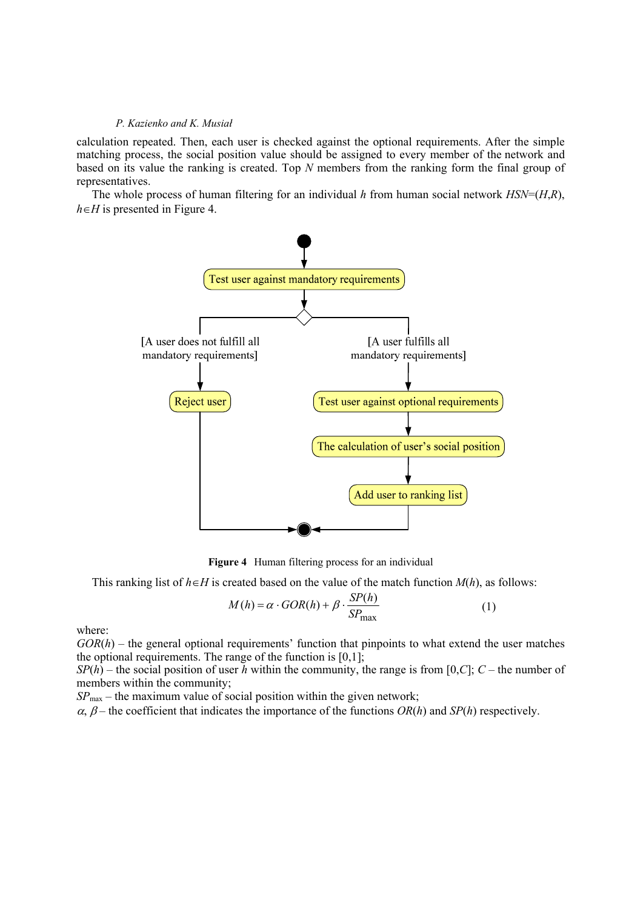calculation repeated. Then, each user is checked against the optional requirements. After the simple matching process, the social position value should be assigned to every member of the network and based on its value the ranking is created. Top $N$ members from the ranking form the final group of representatives.

The whole process of human filtering for an individual $h$ from human social network $HSN=(H,R)$, $h \in H$ is presented in Figure 4.

**Figure 4** Human filtering process for an individual

This ranking list of $h \in H$ is created based on the value of the match function $M(h)$, as follows:

$$M(h) = \alpha \cdot GOR(h) + \beta \cdot \frac{SP(h)}{SP_{\max}} \qquad (1)$$

where:

$GOR(h)$ – the general optional requirements' function that pinpoints to what extend the user matches the optional requirements. The range of the function is [0,1];

$SP(h)$ – the social position of user $h$ within the community, the range is from $[0,C]$; $C$ – the number of members within the community;

$SP_{\max}$ – the maximum value of social position within the given network;

$\alpha$, $\beta$ – the coefficient that indicates the importance of the functions $OR(h)$ and $SP(h)$ respectively.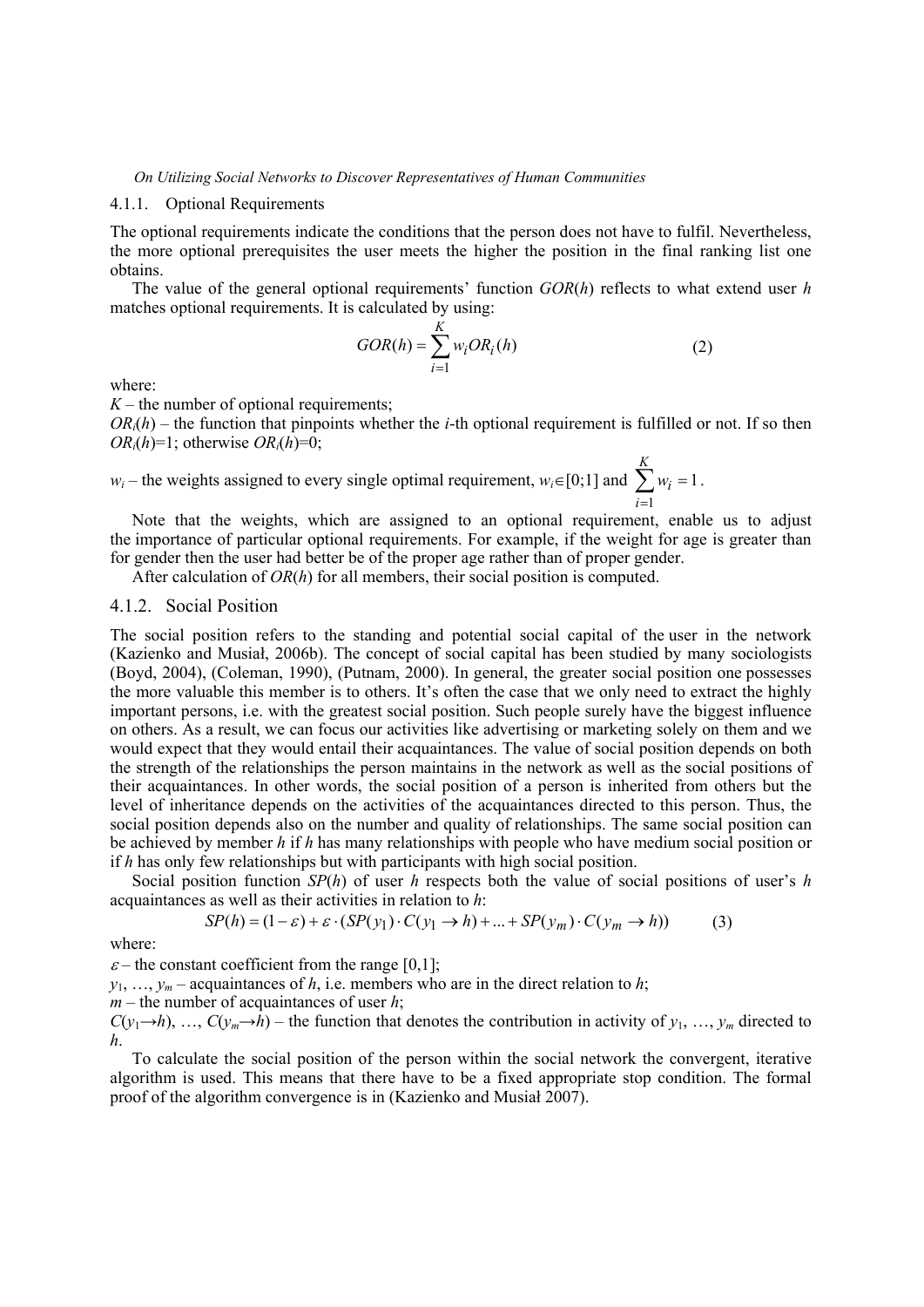#### 4.1.1. Optional Requirements

The optional requirements indicate the conditions that the person does not have to fulfil. Nevertheless, the more optional prerequisites the user meets the higher the position in the final ranking list one obtains.

The value of the general optional requirements' function *GOR*(*h*) reflects to what extend user *h* matches optional requirements. It is calculated by using:

$$GOR(h) = \sum_{i=1}^{K} w_i OR_i(h) \tag{2}$$

where:
$K$ – the number of optional requirements;
$OR_i(h)$ – the function that pinpoints whether the *i*-th optional requirement is fulfilled or not. If so then $OR_i(h)$=1; otherwise $OR_i(h)$=0;
$w_i$ – the weights assigned to every single optimal requirement, $w_i \in [0;1]$ and $\sum_{i=1}^{K} w_i = 1$.

Note that the weights, which are assigned to an optional requirement, enable us to adjust the importance of particular optional requirements. For example, if the weight for age is greater than for gender then the user had better be of the proper age rather than of proper gender.

After calculation of *OR*(*h*) for all members, their social position is computed.

#### 4.1.2. Social Position

The social position refers to the standing and potential social capital of the user in the network (Kazienko and Musiał, 2006b). The concept of social capital has been studied by many sociologists (Boyd, 2004), (Coleman, 1990), (Putnam, 2000). In general, the greater social position one possesses the more valuable this member is to others. It's often the case that we only need to extract the highly important persons, i.e. with the greatest social position. Such people surely have the biggest influence on others. As a result, we can focus our activities like advertising or marketing solely on them and we would expect that they would entail their acquaintances. The value of social position depends on both the strength of the relationships the person maintains in the network as well as the social positions of their acquaintances. In other words, the social position of a person is inherited from others but the level of inheritance depends on the activities of the acquaintances directed to this person. Thus, the social position depends also on the number and quality of relationships. The same social position can be achieved by member *h* if *h* has many relationships with people who have medium social position or if *h* has only few relationships but with participants with high social position.

Social position function *SP*(*h*) of user *h* respects both the value of social positions of user's *h* acquaintances as well as their activities in relation to *h*:

$$SP(h) = (1-\varepsilon) + \varepsilon \cdot (SP(y_1) \cdot C(y_1 \to h) + ... + SP(y_m) \cdot C(y_m \to h)) \tag{3}$$

where:
$\varepsilon$ – the constant coefficient from the range [0,1];
$y_1, \ldots, y_m$ – acquaintances of *h*, i.e. members who are in the direct relation to *h*;
$m$ – the number of acquaintances of user *h*;
$C(y_1 \to h), \ldots, C(y_m \to h)$ – the function that denotes the contribution in activity of $y_1, \ldots, y_m$ directed to *h*.

To calculate the social position of the person within the social network the convergent, iterative algorithm is used. This means that there have to be a fixed appropriate stop condition. The formal proof of the algorithm convergence is in (Kazienko and Musiał 2007).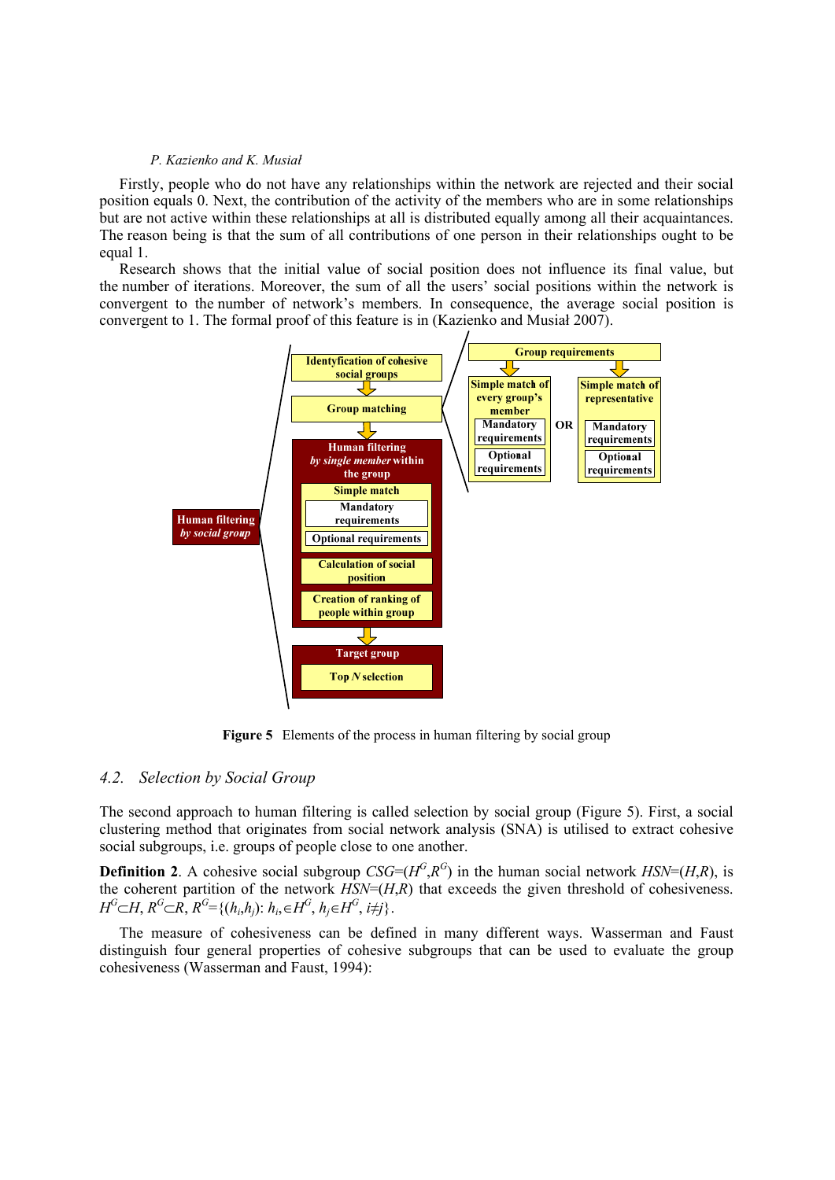Firstly, people who do not have any relationships within the network are rejected and their social position equals 0. Next, the contribution of the activity of the members who are in some relationships but are not active within these relationships at all is distributed equally among all their acquaintances. The reason being is that the sum of all contributions of one person in their relationships ought to be equal 1.

Research shows that the initial value of social position does not influence its final value, but the number of iterations. Moreover, the sum of all the users' social positions within the network is convergent to the number of network's members. In consequence, the average social position is convergent to 1. The formal proof of this feature is in (Kazienko and Musiał 2007).

**Figure 5** Elements of the process in human filtering by social group

## 4.2. Selection by Social Group

The second approach to human filtering is called selection by social group (Figure 5). First, a social clustering method that originates from social network analysis (SNA) is utilised to extract cohesive social subgroups, i.e. groups of people close to one another.

**Definition 2**. A cohesive social subgroup $CSG=(H^G,R^G)$ in the human social network $HSN=(H,R)$, is the coherent partition of the network $HSN=(H,R)$ that exceeds the given threshold of cohesiveness. $H^G \subset H$, $R^G \subset R$, $R^G=\{(h_i,h_j): h_i \in H^G, h_j \in H^G, i \neq j\}$.

The measure of cohesiveness can be defined in many different ways. Wasserman and Faust distinguish four general properties of cohesive subgroups that can be used to evaluate the group cohesiveness (Wasserman and Faust, 1994):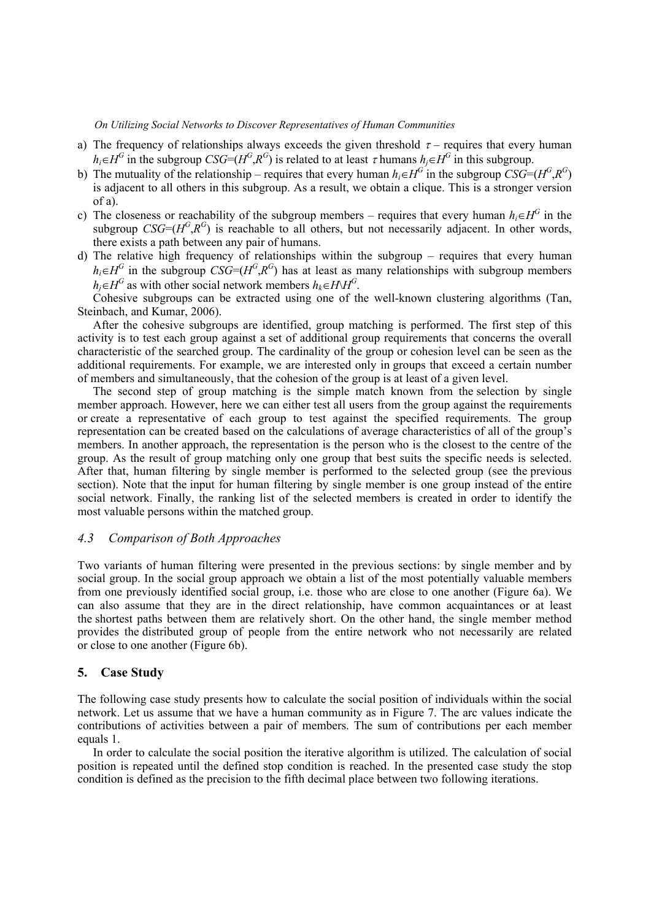a) The frequency of relationships always exceeds the given threshold $\tau$ – requires that every human $h_i \in H^G$ in the subgroup $CSG=(H^G,R^G)$ is related to at least $\tau$ humans $h_j \in H^G$ in this subgroup.
b) The mutuality of the relationship – requires that every human $h_i \in H^G$ in the subgroup $CSG=(H^G,R^G)$ is adjacent to all others in this subgroup. As a result, we obtain a clique. This is a stronger version of a).
c) The closeness or reachability of the subgroup members – requires that every human $h_i \in H^G$ in the subgroup $CSG=(H^G,R^G)$ is reachable to all others, but not necessarily adjacent. In other words, there exists a path between any pair of humans.
d) The relative high frequency of relationships within the subgroup – requires that every human $h_i \in H^G$ in the subgroup $CSG=(H^G,R^G)$ has at least as many relationships with subgroup members $h_j \in H^G$ as with other social network members $h_k \in H \backslash H^G$.

Cohesive subgroups can be extracted using one of the well-known clustering algorithms (Tan, Steinbach, and Kumar, 2006).

After the cohesive subgroups are identified, group matching is performed. The first step of this activity is to test each group against a set of additional group requirements that concerns the overall characteristic of the searched group. The cardinality of the group or cohesion level can be seen as the additional requirements. For example, we are interested only in groups that exceed a certain number of members and simultaneously, that the cohesion of the group is at least of a given level.

The second step of group matching is the simple match known from the selection by single member approach. However, here we can either test all users from the group against the requirements or create a representative of each group to test against the specified requirements. The group representation can be created based on the calculations of average characteristics of all of the group's members. In another approach, the representation is the person who is the closest to the centre of the group. As the result of group matching only one group that best suits the specific needs is selected. After that, human filtering by single member is performed to the selected group (see the previous section). Note that the input for human filtering by single member is one group instead of the entire social network. Finally, the ranking list of the selected members is created in order to identify the most valuable persons within the matched group.

### 4.3 Comparison of Both Approaches

Two variants of human filtering were presented in the previous sections: by single member and by social group. In the social group approach we obtain a list of the most potentially valuable members from one previously identified social group, i.e. those who are close to one another (Figure 6a). We can also assume that they are in the direct relationship, have common acquaintances or at least the shortest paths between them are relatively short. On the other hand, the single member method provides the distributed group of people from the entire network who not necessarily are related or close to one another (Figure 6b).

## 5. Case Study

The following case study presents how to calculate the social position of individuals within the social network. Let us assume that we have a human community as in Figure 7. The arc values indicate the contributions of activities between a pair of members. The sum of contributions per each member equals 1.

In order to calculate the social position the iterative algorithm is utilized. The calculation of social position is repeated until the defined stop condition is reached. In the presented case study the stop condition is defined as the precision to the fifth decimal place between two following iterations.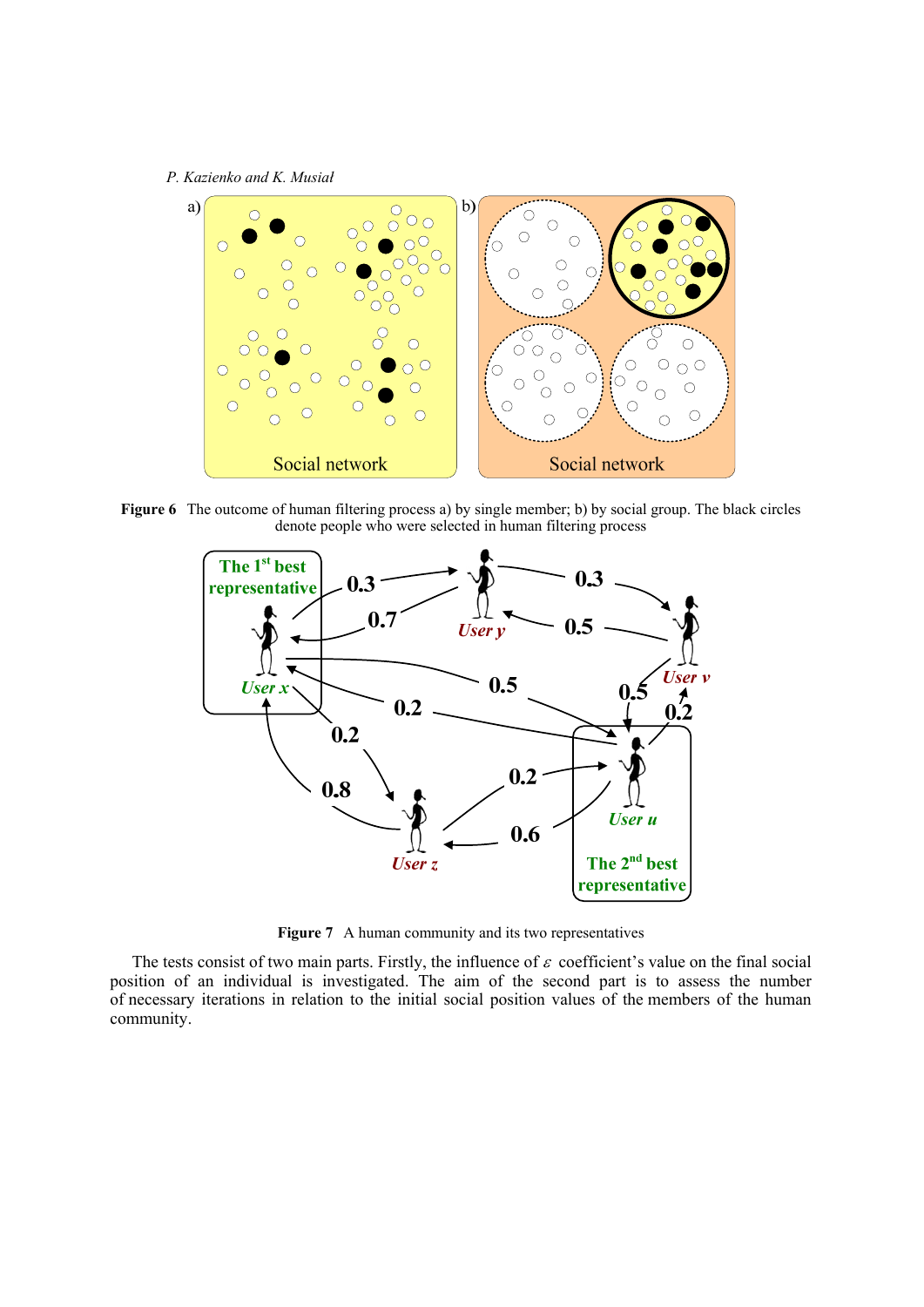**Figure 6** The outcome of human filtering process a) by single member; b) by social group. The black circles denote people who were selected in human filtering process

**Figure 7** A human community and its two representatives

The tests consist of two main parts. Firstly, the influence of $\varepsilon$ coefficient's value on the final social position of an individual is investigated. The aim of the second part is to assess the number of necessary iterations in relation to the initial social position values of the members of the human community.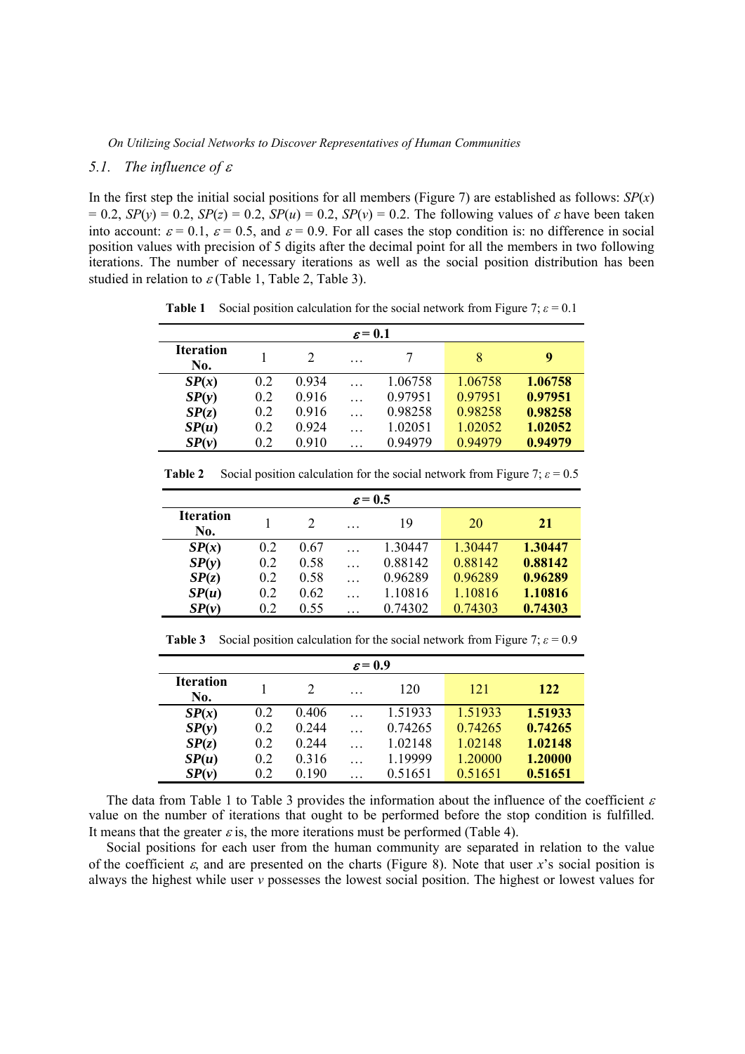### 5.1. The influence of $\varepsilon$

In the first step the initial social positions for all members (Figure 7) are established as follows: $SP(x) = 0.2$, $SP(y) = 0.2$, $SP(z) = 0.2$, $SP(u) = 0.2$, $SP(v) = 0.2$. The following values of $\varepsilon$ have been taken into account: $\varepsilon = 0.1$, $\varepsilon = 0.5$, and $\varepsilon = 0.9$. For all cases the stop condition is: no difference in social position values with precision of 5 digits after the decimal point for all the members in two following iterations. The number of necessary iterations as well as the social position distribution has been studied in relation to $\varepsilon$ (Table 1, Table 2, Table 3).

**Table 1** Social position calculation for the social network from Figure 7; $\varepsilon = 0.1$

| $\varepsilon = 0.1$ | | | | | | |
|---|---|---|---|---|---|---|
| **Iteration No.** | 1 | 2 | … | 7 | 8 | **9** |
| ***SP*(*x*)** | 0.2 | 0.934 | … | 1.06758 | 1.06758 | **1.06758** |
| ***SP*(*y*)** | 0.2 | 0.916 | … | 0.97951 | 0.97951 | **0.97951** |
| ***SP*(*z*)** | 0.2 | 0.916 | … | 0.98258 | 0.98258 | **0.98258** |
| ***SP*(*u*)** | 0.2 | 0.924 | … | 1.02051 | 1.02052 | **1.02052** |
| ***SP*(*v*)** | 0.2 | 0.910 | … | 0.94979 | 0.94979 | **0.94979** |

**Table 2** Social position calculation for the social network from Figure 7; $\varepsilon = 0.5$

| $\varepsilon = 0.5$ | | | | | | |
|---|---|---|---|---|---|---|
| **Iteration No.** | 1 | 2 | … | 19 | 20 | **21** |
| ***SP*(*x*)** | 0.2 | 0.67 | … | 1.30447 | 1.30447 | **1.30447** |
| ***SP*(*y*)** | 0.2 | 0.58 | … | 0.88142 | 0.88142 | **0.88142** |
| ***SP*(*z*)** | 0.2 | 0.58 | … | 0.96289 | 0.96289 | **0.96289** |
| ***SP*(*u*)** | 0.2 | 0.62 | … | 1.10816 | 1.10816 | **1.10816** |
| ***SP*(*v*)** | 0.2 | 0.55 | … | 0.74302 | 0.74303 | **0.74303** |

**Table 3** Social position calculation for the social network from Figure 7; $\varepsilon = 0.9$

| $\varepsilon = 0.9$ | | | | | | |
|---|---|---|---|---|---|---|
| **Iteration No.** | 1 | 2 | … | 120 | 121 | **122** |
| ***SP*(*x*)** | 0.2 | 0.406 | … | 1.51933 | 1.51933 | **1.51933** |
| ***SP*(*y*)** | 0.2 | 0.244 | … | 0.74265 | 0.74265 | **0.74265** |
| ***SP*(*z*)** | 0.2 | 0.244 | … | 1.02148 | 1.02148 | **1.02148** |
| ***SP*(*u*)** | 0.2 | 0.316 | … | 1.19999 | 1.20000 | **1.20000** |
| ***SP*(*v*)** | 0.2 | 0.190 | … | 0.51651 | 0.51651 | **0.51651** |

The data from Table 1 to Table 3 provides the information about the influence of the coefficient $\varepsilon$ value on the number of iterations that ought to be performed before the stop condition is fulfilled. It means that the greater $\varepsilon$ is, the more iterations must be performed (Table 4).

Social positions for each user from the human community are separated in relation to the value of the coefficient $\varepsilon$, and are presented on the charts (Figure 8). Note that user *x*'s social position is always the highest while user *v* possesses the lowest social position. The highest or lowest values for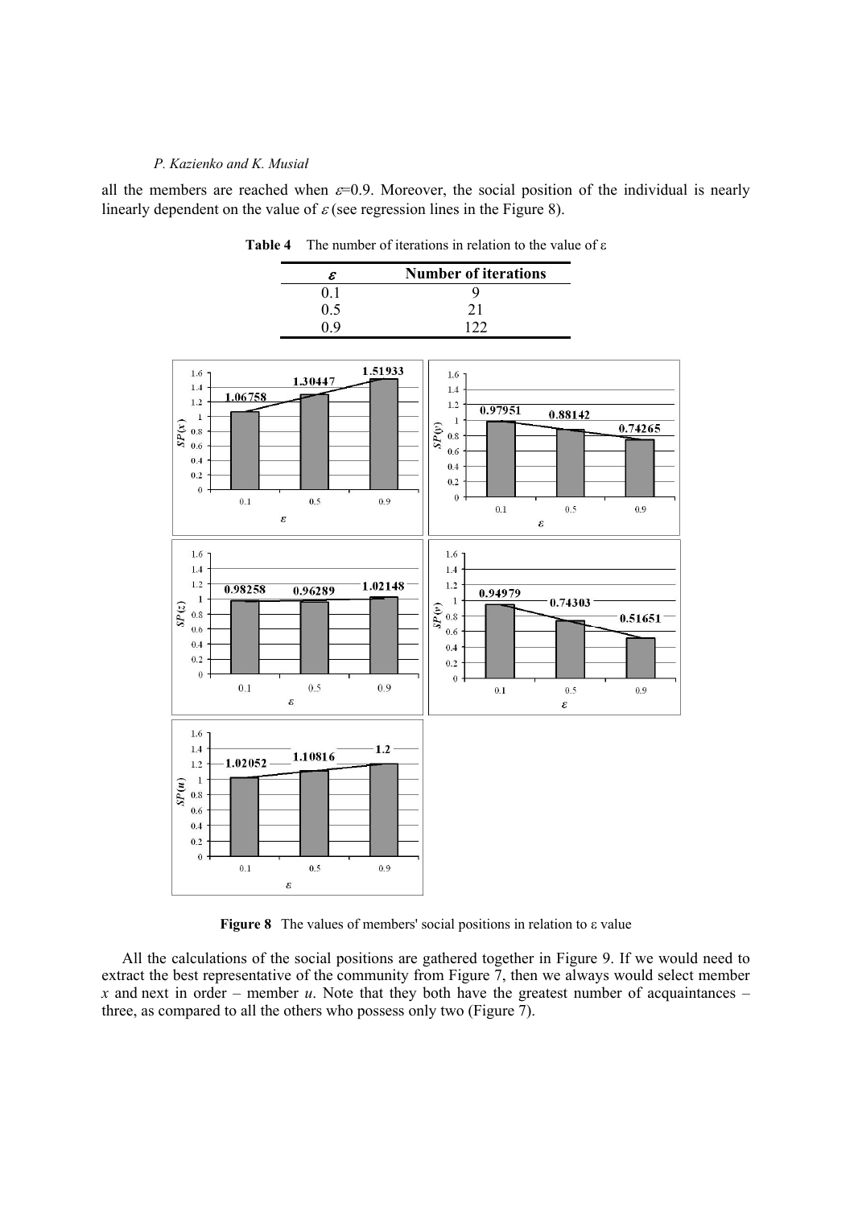all the members are reached when $\varepsilon$=0.9. Moreover, the social position of the individual is nearly linearly dependent on the value of $\varepsilon$ (see regression lines in the Figure 8).

**Table 4** The number of iterations in relation to the value of ε

| $\varepsilon$ | Number of iterations |
|---|---|
| 0.1 | 9 |
| 0.5 | 21 |
| 0.9 | 122 |

**Figure 8** The values of members' social positions in relation to ε value

All the calculations of the social positions are gathered together in Figure 9. If we would need to extract the best representative of the community from Figure 7, then we always would select member *x* and next in order – member *u*. Note that they both have the greatest number of acquaintances – three, as compared to all the others who possess only two (Figure 7).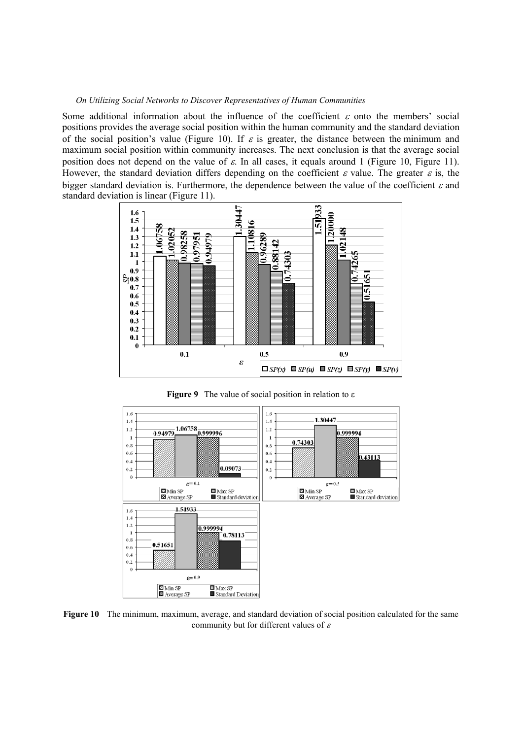Some additional information about the influence of the coefficient $\varepsilon$ onto the members' social positions provides the average social position within the human community and the standard deviation of the social position's value (Figure 10). If $\varepsilon$ is greater, the distance between the minimum and maximum social position within community increases. The next conclusion is that the average social position does not depend on the value of $\varepsilon$. In all cases, it equals around 1 (Figure 10, Figure 11). However, the standard deviation differs depending on the coefficient $\varepsilon$ value. The greater $\varepsilon$ is, the bigger standard deviation is. Furthermore, the dependence between the value of the coefficient $\varepsilon$ and standard deviation is linear (Figure 11).

**Figure 9** The value of social position in relation to ε

**Figure 10** The minimum, maximum, average, and standard deviation of social position calculated for the same community but for different values of $\varepsilon$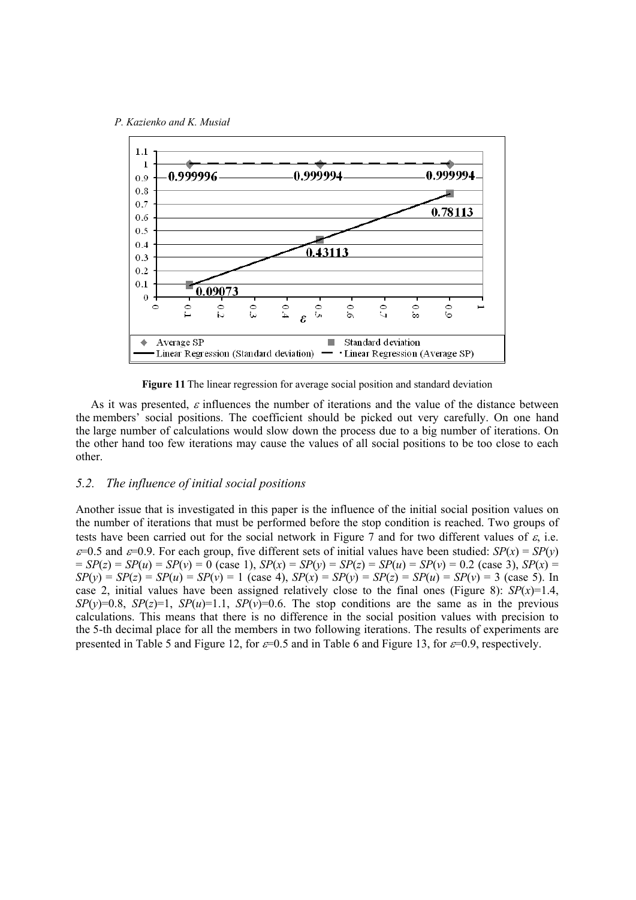**Figure 11** The linear regression for average social position and standard deviation

As it was presented, $\varepsilon$ influences the number of iterations and the value of the distance between the members' social positions. The coefficient should be picked out very carefully. On one hand the large number of calculations would slow down the process due to a big number of iterations. On the other hand too few iterations may cause the values of all social positions to be too close to each other.

### 5.2. The influence of initial social positions

Another issue that is investigated in this paper is the influence of the initial social position values on the number of iterations that must be performed before the stop condition is reached. Two groups of tests have been carried out for the social network in Figure 7 and for two different values of $\varepsilon$, i.e. $\varepsilon$=0.5 and $\varepsilon$=0.9. For each group, five different sets of initial values have been studied: $SP(x) = SP(y) = SP(z) = SP(u) = SP(v) = 0$ (case 1), $SP(x) = SP(y) = SP(z) = SP(u) = SP(v) = 0.2$ (case 3), $SP(x) = SP(y) = SP(z) = SP(u) = SP(v) = 1$ (case 4), $SP(x) = SP(y) = SP(z) = SP(u) = SP(v) = 3$ (case 5). In case 2, initial values have been assigned relatively close to the final ones (Figure 8): $SP(x)$=1.4, $SP(y)$=0.8, $SP(z)$=1, $SP(u)$=1.1, $SP(v)$=0.6. The stop conditions are the same as in the previous calculations. This means that there is no difference in the social position values with precision to the 5-th decimal place for all the members in two following iterations. The results of experiments are presented in Table 5 and Figure 12, for $\varepsilon$=0.5 and in Table 6 and Figure 13, for $\varepsilon$=0.9, respectively.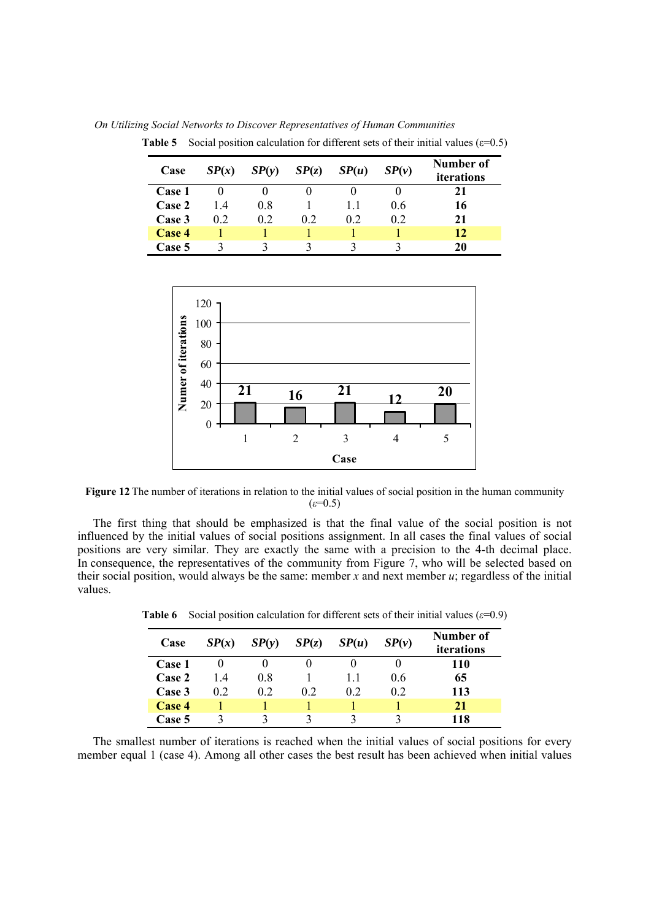**Table 5** Social position calculation for different sets of their initial values ($\varepsilon$=0.5)

| Case | *SP*(*x*) | *SP*(*y*) | *SP*(*z*) | *SP*(*u*) | *SP*(*v*) | Number of iterations |
|---|---|---|---|---|---|---|
| **Case 1** | 0 | 0 | 0 | 0 | 0 | **21** |
| **Case 2** | 1.4 | 0.8 | 1 | 1.1 | 0.6 | **16** |
| **Case 3** | 0.2 | 0.2 | 0.2 | 0.2 | 0.2 | **21** |
| **Case 4** | 1 | 1 | 1 | 1 | 1 | **12** |
| **Case 5** | 3 | 3 | 3 | 3 | 3 | **20** |

**Figure 12** The number of iterations in relation to the initial values of social position in the human community ($\varepsilon$=0.5)

The first thing that should be emphasized is that the final value of the social position is not influenced by the initial values of social positions assignment. In all cases the final values of social positions are very similar. They are exactly the same with a precision to the 4-th decimal place. In consequence, the representatives of the community from Figure 7, who will be selected based on their social position, would always be the same: member *x* and next member *u*; regardless of the initial values.

**Table 6** Social position calculation for different sets of their initial values ($\varepsilon$=0.9)

| Case | *SP*(*x*) | *SP*(*y*) | *SP*(*z*) | *SP*(*u*) | *SP*(*v*) | Number of iterations |
|---|---|---|---|---|---|---|
| **Case 1** | 0 | 0 | 0 | 0 | 0 | **110** |
| **Case 2** | 1.4 | 0.8 | 1 | 1.1 | 0.6 | **65** |
| **Case 3** | 0.2 | 0.2 | 0.2 | 0.2 | 0.2 | **113** |
| **Case 4** | 1 | 1 | 1 | 1 | 1 | **21** |
| **Case 5** | 3 | 3 | 3 | 3 | 3 | **118** |

The smallest number of iterations is reached when the initial values of social positions for every member equal 1 (case 4). Among all other cases the best result has been achieved when initial values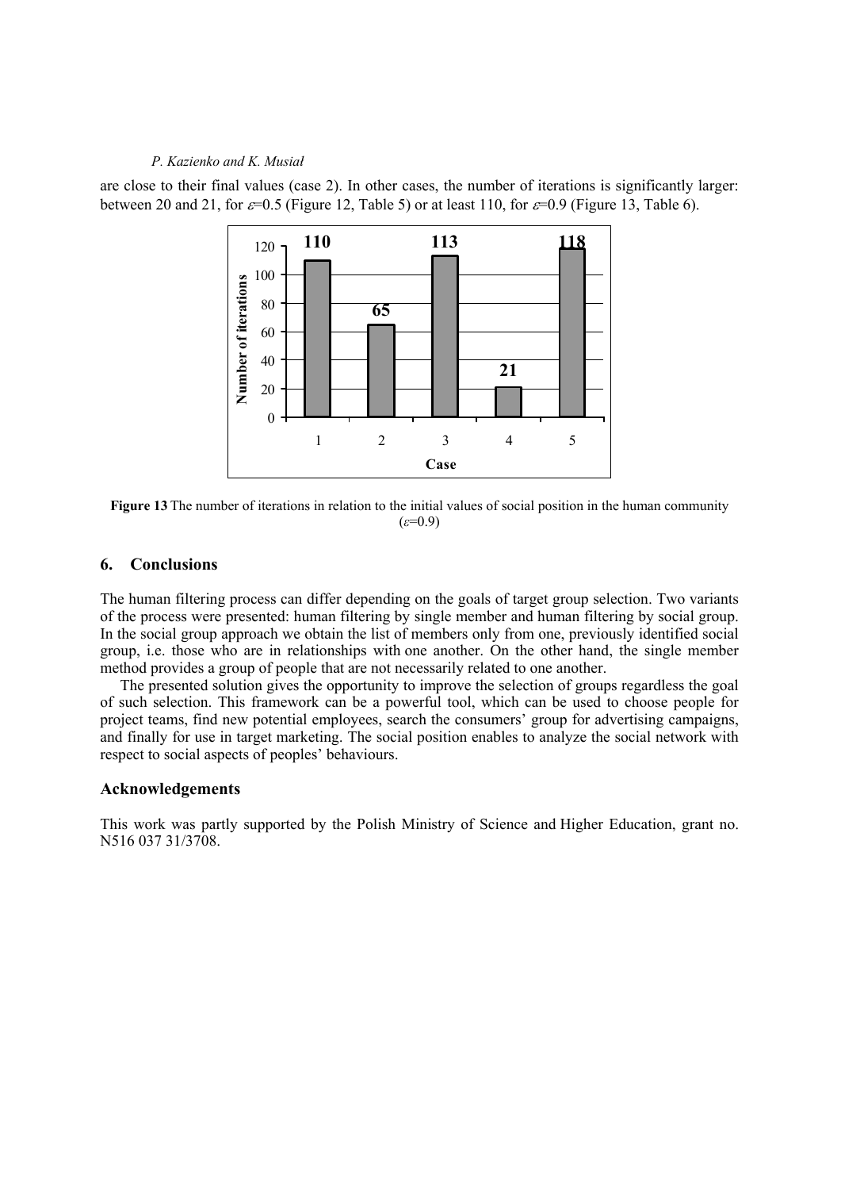are close to their final values (case 2). In other cases, the number of iterations is significantly larger: between 20 and 21, for $\varepsilon$=0.5 (Figure 12, Table 5) or at least 110, for $\varepsilon$=0.9 (Figure 13, Table 6).

**Figure 13** The number of iterations in relation to the initial values of social position in the human community ($\varepsilon$=0.9)

## 6. Conclusions

The human filtering process can differ depending on the goals of target group selection. Two variants of the process were presented: human filtering by single member and human filtering by social group. In the social group approach we obtain the list of members only from one, previously identified social group, i.e. those who are in relationships with one another. On the other hand, the single member method provides a group of people that are not necessarily related to one another.

The presented solution gives the opportunity to improve the selection of groups regardless the goal of such selection. This framework can be a powerful tool, which can be used to choose people for project teams, find new potential employees, search the consumers' group for advertising campaigns, and finally for use in target marketing. The social position enables to analyze the social network with respect to social aspects of peoples' behaviours.

## Acknowledgements

This work was partly supported by the Polish Ministry of Science and Higher Education, grant no. N516 037 31/3708.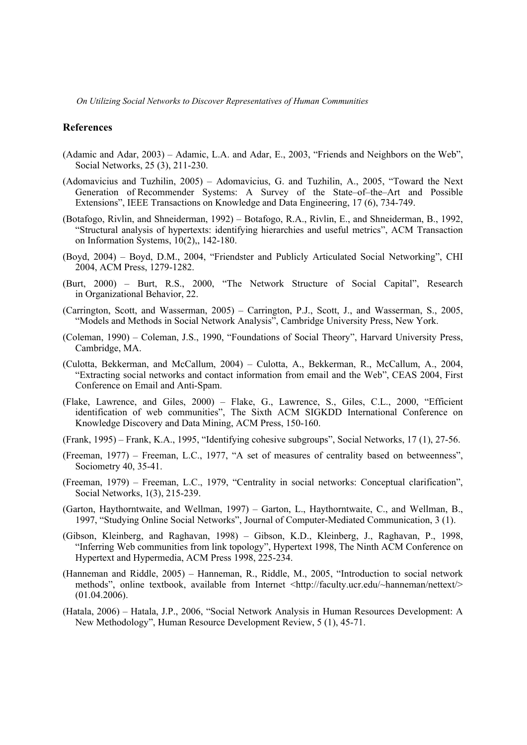## References

(Adamic and Adar, 2003) – Adamic, L.A. and Adar, E., 2003, "Friends and Neighbors on the Web", Social Networks, 25 (3), 211-230.

(Adomavicius and Tuzhilin, 2005) – Adomavicius, G. and Tuzhilin, A., 2005, "Toward the Next Generation of Recommender Systems: A Survey of the State–of–the–Art and Possible Extensions", IEEE Transactions on Knowledge and Data Engineering, 17 (6), 734-749.

(Botafogo, Rivlin, and Shneiderman, 1992) – Botafogo, R.A., Rivlin, E., and Shneiderman, B., 1992, "Structural analysis of hypertexts: identifying hierarchies and useful metrics", ACM Transaction on Information Systems, 10(2),, 142-180.

(Boyd, 2004) – Boyd, D.M., 2004, "Friendster and Publicly Articulated Social Networking", CHI 2004, ACM Press, 1279-1282.

(Burt, 2000) – Burt, R.S., 2000, "The Network Structure of Social Capital", Research in Organizational Behavior, 22.

(Carrington, Scott, and Wasserman, 2005) – Carrington, P.J., Scott, J., and Wasserman, S., 2005, "Models and Methods in Social Network Analysis", Cambridge University Press, New York.

(Coleman, 1990) – Coleman, J.S., 1990, "Foundations of Social Theory", Harvard University Press, Cambridge, MA.

(Culotta, Bekkerman, and McCallum, 2004) – Culotta, A., Bekkerman, R., McCallum, A., 2004, "Extracting social networks and contact information from email and the Web", CEAS 2004, First Conference on Email and Anti-Spam.

(Flake, Lawrence, and Giles, 2000) – Flake, G., Lawrence, S., Giles, C.L., 2000, "Efficient identification of web communities", The Sixth ACM SIGKDD International Conference on Knowledge Discovery and Data Mining, ACM Press, 150-160.

(Frank, 1995) – Frank, K.A., 1995, "Identifying cohesive subgroups", Social Networks, 17 (1), 27-56.

(Freeman, 1977) – Freeman, L.C., 1977, "A set of measures of centrality based on betweenness", Sociometry 40, 35-41.

(Freeman, 1979) – Freeman, L.C., 1979, "Centrality in social networks: Conceptual clarification", Social Networks, 1(3), 215-239.

(Garton, Haythorntwaite, and Wellman, 1997) – Garton, L., Haythorntwaite, C., and Wellman, B., 1997, "Studying Online Social Networks", Journal of Computer-Mediated Communication, 3 (1).

(Gibson, Kleinberg, and Raghavan, 1998) – Gibson, K.D., Kleinberg, J., Raghavan, P., 1998, "Inferring Web communities from link topology", Hypertext 1998, The Ninth ACM Conference on Hypertext and Hypermedia, ACM Press 1998, 225-234.

(Hanneman and Riddle, 2005) – Hanneman, R., Riddle, M., 2005, "Introduction to social network methods", online textbook, available from Internet <http://faculty.ucr.edu/~hanneman/nettext/> (01.04.2006).

(Hatala, 2006) – Hatala, J.P., 2006, "Social Network Analysis in Human Resources Development: A New Methodology", Human Resource Development Review, 5 (1), 45-71.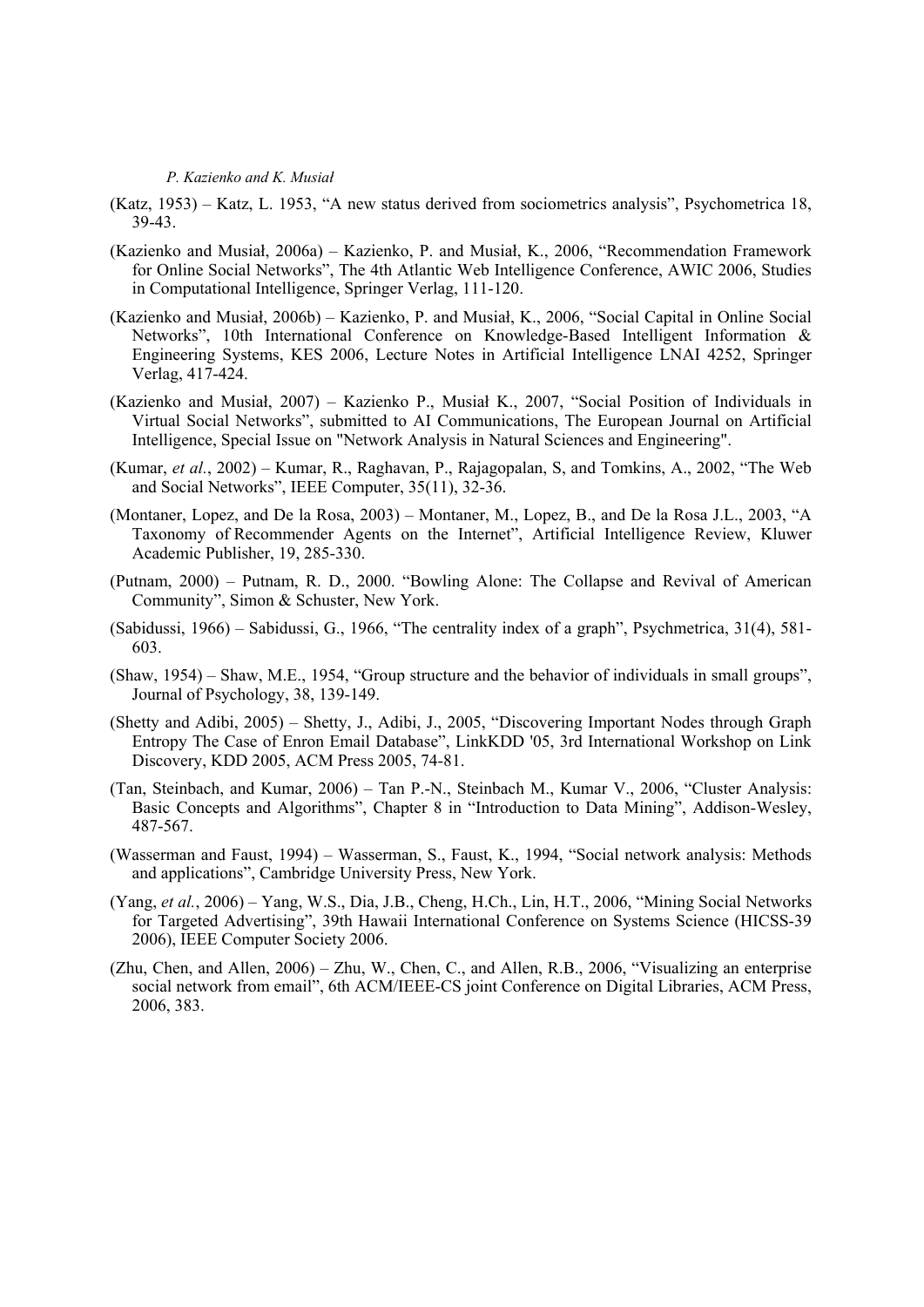(Katz, 1953) – Katz, L. 1953, "A new status derived from sociometrics analysis", Psychometrica 18, 39-43.

(Kazienko and Musiał, 2006a) – Kazienko, P. and Musiał, K., 2006, "Recommendation Framework for Online Social Networks", The 4th Atlantic Web Intelligence Conference, AWIC 2006, Studies in Computational Intelligence, Springer Verlag, 111-120.

(Kazienko and Musiał, 2006b) – Kazienko, P. and Musiał, K., 2006, "Social Capital in Online Social Networks", 10th International Conference on Knowledge-Based Intelligent Information & Engineering Systems, KES 2006, Lecture Notes in Artificial Intelligence LNAI 4252, Springer Verlag, 417-424.

(Kazienko and Musiał, 2007) – Kazienko P., Musiał K., 2007, "Social Position of Individuals in Virtual Social Networks", submitted to AI Communications, The European Journal on Artificial Intelligence, Special Issue on "Network Analysis in Natural Sciences and Engineering".

(Kumar, *et al.*, 2002) – Kumar, R., Raghavan, P., Rajagopalan, S, and Tomkins, A., 2002, "The Web and Social Networks", IEEE Computer, 35(11), 32-36.

(Montaner, Lopez, and De la Rosa, 2003) – Montaner, M., Lopez, B., and De la Rosa J.L., 2003, "A Taxonomy of Recommender Agents on the Internet", Artificial Intelligence Review, Kluwer Academic Publisher, 19, 285-330.

(Putnam, 2000) – Putnam, R. D., 2000. "Bowling Alone: The Collapse and Revival of American Community", Simon & Schuster, New York.

(Sabidussi, 1966) – Sabidussi, G., 1966, "The centrality index of a graph", Psychmetrica, 31(4), 581-603.

(Shaw, 1954) – Shaw, M.E., 1954, "Group structure and the behavior of individuals in small groups", Journal of Psychology, 38, 139-149.

(Shetty and Adibi, 2005) – Shetty, J., Adibi, J., 2005, "Discovering Important Nodes through Graph Entropy The Case of Enron Email Database", LinkKDD '05, 3rd International Workshop on Link Discovery, KDD 2005, ACM Press 2005, 74-81.

(Tan, Steinbach, and Kumar, 2006) – Tan P.-N., Steinbach M., Kumar V., 2006, "Cluster Analysis: Basic Concepts and Algorithms", Chapter 8 in "Introduction to Data Mining", Addison-Wesley, 487-567.

(Wasserman and Faust, 1994) – Wasserman, S., Faust, K., 1994, "Social network analysis: Methods and applications", Cambridge University Press, New York.

(Yang, *et al.*, 2006) – Yang, W.S., Dia, J.B., Cheng, H.Ch., Lin, H.T., 2006, "Mining Social Networks for Targeted Advertising", 39th Hawaii International Conference on Systems Science (HICSS-39 2006), IEEE Computer Society 2006.

(Zhu, Chen, and Allen, 2006) – Zhu, W., Chen, C., and Allen, R.B., 2006, "Visualizing an enterprise social network from email", 6th ACM/IEEE-CS joint Conference on Digital Libraries, ACM Press, 2006, 383.